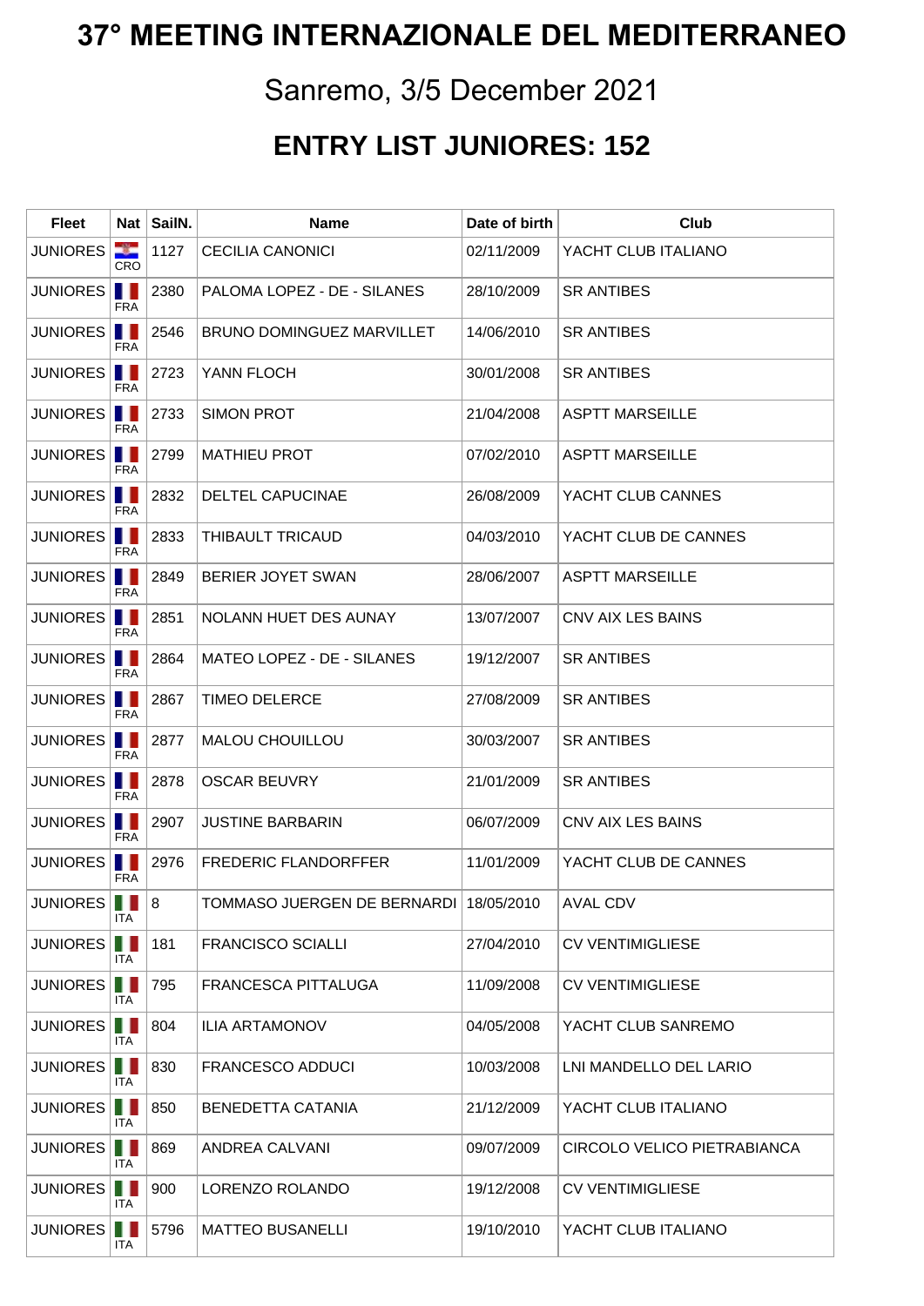# 37° MEETING INTERNAZIONALE DEL MEDITERRANEO

## Sanremo, 3/5 December 2021

## ENTRY LIST JUNIORES: 152

| Fleet | Nat | SailN. | Name | Date of birth | Club |
|---|---|---|---|---|---|
| JUNIORES | CRO | 1127 | CECILIA CANONICI | 02/11/2009 | YACHT CLUB ITALIANO |
| JUNIORES | FRA | 2380 | PALOMA LOPEZ - DE - SILANES | 28/10/2009 | SR ANTIBES |
| JUNIORES | FRA | 2546 | BRUNO DOMINGUEZ MARVILLET | 14/06/2010 | SR ANTIBES |
| JUNIORES | FRA | 2723 | YANN FLOCH | 30/01/2008 | SR ANTIBES |
| JUNIORES | FRA | 2733 | SIMON PROT | 21/04/2008 | ASPTT MARSEILLE |
| JUNIORES | FRA | 2799 | MATHIEU PROT | 07/02/2010 | ASPTT MARSEILLE |
| JUNIORES | FRA | 2832 | DELTEL CAPUCINAE | 26/08/2009 | YACHT CLUB CANNES |
| JUNIORES | FRA | 2833 | THIBAULT TRICAUD | 04/03/2010 | YACHT CLUB DE CANNES |
| JUNIORES | FRA | 2849 | BERIER JOYET SWAN | 28/06/2007 | ASPTT MARSEILLE |
| JUNIORES | FRA | 2851 | NOLANN HUET DES AUNAY | 13/07/2007 | CNV AIX LES BAINS |
| JUNIORES | FRA | 2864 | MATEO LOPEZ - DE - SILANES | 19/12/2007 | SR ANTIBES |
| JUNIORES | FRA | 2867 | TIMEO DELERCE | 27/08/2009 | SR ANTIBES |
| JUNIORES | FRA | 2877 | MALOU CHOUILLOU | 30/03/2007 | SR ANTIBES |
| JUNIORES | FRA | 2878 | OSCAR BEUVRY | 21/01/2009 | SR ANTIBES |
| JUNIORES | FRA | 2907 | JUSTINE BARBARIN | 06/07/2009 | CNV AIX LES BAINS |
| JUNIORES | FRA | 2976 | FREDERIC FLANDORFFER | 11/01/2009 | YACHT CLUB DE CANNES |
| JUNIORES | ITA | 8 | TOMMASO JUERGEN DE BERNARDI | 18/05/2010 | AVAL CDV |
| JUNIORES | ITA | 181 | FRANCISCO SCIALLI | 27/04/2010 | CV VENTIMIGLIESE |
| JUNIORES | ITA | 795 | FRANCESCA PITTALUGA | 11/09/2008 | CV VENTIMIGLIESE |
| JUNIORES | ITA | 804 | ILIA ARTAMONOV | 04/05/2008 | YACHT CLUB SANREMO |
| JUNIORES | ITA | 830 | FRANCESCO ADDUCI | 10/03/2008 | LNI MANDELLO DEL LARIO |
| JUNIORES | ITA | 850 | BENEDETTA CATANIA | 21/12/2009 | YACHT CLUB ITALIANO |
| JUNIORES | ITA | 869 | ANDREA CALVANI | 09/07/2009 | CIRCOLO VELICO PIETRABIANCA |
| JUNIORES | ITA | 900 | LORENZO ROLANDO | 19/12/2008 | CV VENTIMIGLIESE |
| JUNIORES | ITA | 5796 | MATTEO BUSANELLI | 19/10/2010 | YACHT CLUB ITALIANO |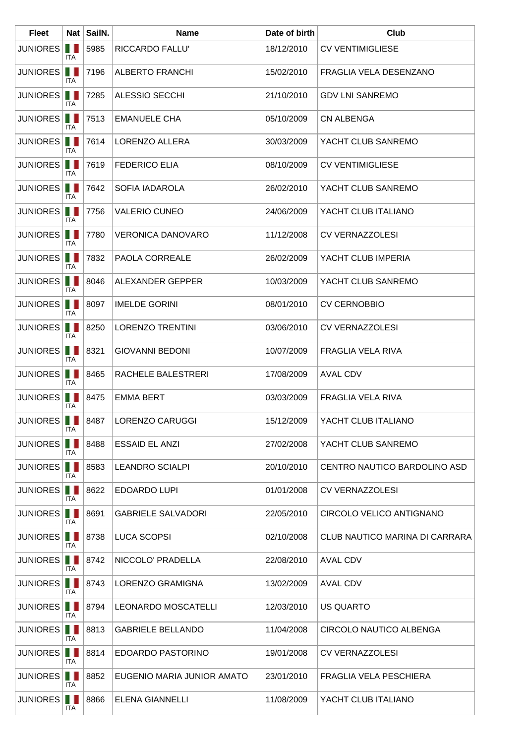| Fleet | Nat | SailN. | Name | Date of birth | Club |
|---|---|---|---|---|---|
| JUNIORES | ITA | 5985 | RICCARDO FALLU' | 18/12/2010 | CV VENTIMIGLIESE |
| JUNIORES | ITA | 7196 | ALBERTO FRANCHI | 15/02/2010 | FRAGLIA VELA DESENZANO |
| JUNIORES | ITA | 7285 | ALESSIO SECCHI | 21/10/2010 | GDV LNI SANREMO |
| JUNIORES | ITA | 7513 | EMANUELE CHA | 05/10/2009 | CN ALBENGA |
| JUNIORES | ITA | 7614 | LORENZO ALLERA | 30/03/2009 | YACHT CLUB SANREMO |
| JUNIORES | ITA | 7619 | FEDERICO ELIA | 08/10/2009 | CV VENTIMIGLIESE |
| JUNIORES | ITA | 7642 | SOFIA IADAROLA | 26/02/2010 | YACHT CLUB SANREMO |
| JUNIORES | ITA | 7756 | VALERIO CUNEO | 24/06/2009 | YACHT CLUB ITALIANO |
| JUNIORES | ITA | 7780 | VERONICA DANOVARO | 11/12/2008 | CV VERNAZZOLESI |
| JUNIORES | ITA | 7832 | PAOLA CORREALE | 26/02/2009 | YACHT CLUB IMPERIA |
| JUNIORES | ITA | 8046 | ALEXANDER GEPPER | 10/03/2009 | YACHT CLUB SANREMO |
| JUNIORES | ITA | 8097 | IMELDE GORINI | 08/01/2010 | CV CERNOBBIO |
| JUNIORES | ITA | 8250 | LORENZO TRENTINI | 03/06/2010 | CV VERNAZZOLESI |
| JUNIORES | ITA | 8321 | GIOVANNI BEDONI | 10/07/2009 | FRAGLIA VELA RIVA |
| JUNIORES | ITA | 8465 | RACHELE BALESTRERI | 17/08/2009 | AVAL CDV |
| JUNIORES | ITA | 8475 | EMMA BERT | 03/03/2009 | FRAGLIA VELA RIVA |
| JUNIORES | ITA | 8487 | LORENZO CARUGGI | 15/12/2009 | YACHT CLUB ITALIANO |
| JUNIORES | ITA | 8488 | ESSAID EL ANZI | 27/02/2008 | YACHT CLUB SANREMO |
| JUNIORES | ITA | 8583 | LEANDRO SCIALPI | 20/10/2010 | CENTRO NAUTICO BARDOLINO ASD |
| JUNIORES | ITA | 8622 | EDOARDO LUPI | 01/01/2008 | CV VERNAZZOLESI |
| JUNIORES | ITA | 8691 | GABRIELE SALVADORI | 22/05/2010 | CIRCOLO VELICO ANTIGNANO |
| JUNIORES | ITA | 8738 | LUCA SCOPSI | 02/10/2008 | CLUB NAUTICO MARINA DI CARRARA |
| JUNIORES | ITA | 8742 | NICCOLO' PRADELLA | 22/08/2010 | AVAL CDV |
| JUNIORES | ITA | 8743 | LORENZO GRAMIGNA | 13/02/2009 | AVAL CDV |
| JUNIORES | ITA | 8794 | LEONARDO MOSCATELLI | 12/03/2010 | US QUARTO |
| JUNIORES | ITA | 8813 | GABRIELE BELLANDO | 11/04/2008 | CIRCOLO NAUTICO ALBENGA |
| JUNIORES | ITA | 8814 | EDOARDO PASTORINO | 19/01/2008 | CV VERNAZZOLESI |
| JUNIORES | ITA | 8852 | EUGENIO MARIA JUNIOR AMATO | 23/01/2010 | FRAGLIA VELA PESCHIERA |
| JUNIORES | ITA | 8866 | ELENA GIANNELLI | 11/08/2009 | YACHT CLUB ITALIANO |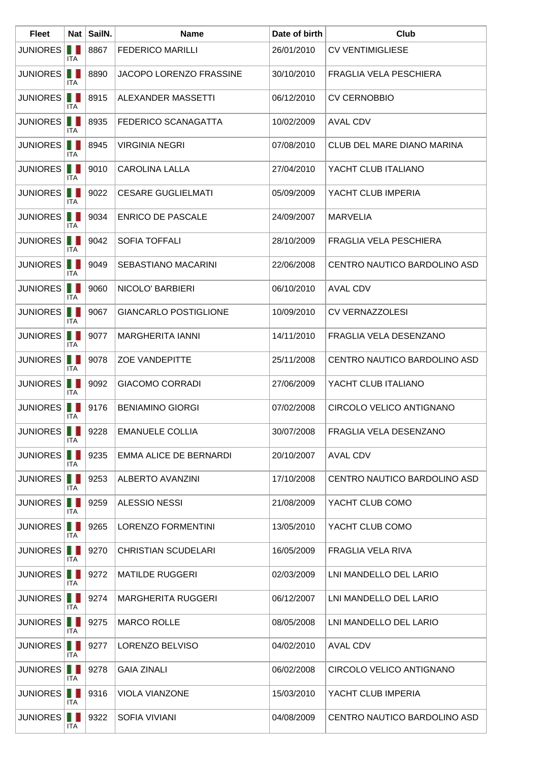| Fleet | Nat | SailN. | Name | Date of birth | Club |
|---|---|---|---|---|---|
| JUNIORES | ITA | 8867 | FEDERICO MARILLI | 26/01/2010 | CV VENTIMIGLIESE |
| JUNIORES | ITA | 8890 | JACOPO LORENZO FRASSINE | 30/10/2010 | FRAGLIA VELA PESCHIERA |
| JUNIORES | ITA | 8915 | ALEXANDER MASSETTI | 06/12/2010 | CV CERNOBBIO |
| JUNIORES | ITA | 8935 | FEDERICO SCANAGATTA | 10/02/2009 | AVAL CDV |
| JUNIORES | ITA | 8945 | VIRGINIA NEGRI | 07/08/2010 | CLUB DEL MARE DIANO MARINA |
| JUNIORES | ITA | 9010 | CAROLINA LALLA | 27/04/2010 | YACHT CLUB ITALIANO |
| JUNIORES | ITA | 9022 | CESARE GUGLIELMATI | 05/09/2009 | YACHT CLUB IMPERIA |
| JUNIORES | ITA | 9034 | ENRICO DE PASCALE | 24/09/2007 | MARVELIA |
| JUNIORES | ITA | 9042 | SOFIA TOFFALI | 28/10/2009 | FRAGLIA VELA PESCHIERA |
| JUNIORES | ITA | 9049 | SEBASTIANO MACARINI | 22/06/2008 | CENTRO NAUTICO BARDOLINO ASD |
| JUNIORES | ITA | 9060 | NICOLO' BARBIERI | 06/10/2010 | AVAL CDV |
| JUNIORES | ITA | 9067 | GIANCARLO POSTIGLIONE | 10/09/2010 | CV VERNAZZOLESI |
| JUNIORES | ITA | 9077 | MARGHERITA IANNI | 14/11/2010 | FRAGLIA VELA DESENZANO |
| JUNIORES | ITA | 9078 | ZOE VANDEPITTE | 25/11/2008 | CENTRO NAUTICO BARDOLINO ASD |
| JUNIORES | ITA | 9092 | GIACOMO CORRADI | 27/06/2009 | YACHT CLUB ITALIANO |
| JUNIORES | ITA | 9176 | BENIAMINO GIORGI | 07/02/2008 | CIRCOLO VELICO ANTIGNANO |
| JUNIORES | ITA | 9228 | EMANUELE COLLIA | 30/07/2008 | FRAGLIA VELA DESENZANO |
| JUNIORES | ITA | 9235 | EMMA ALICE DE BERNARDI | 20/10/2007 | AVAL CDV |
| JUNIORES | ITA | 9253 | ALBERTO AVANZINI | 17/10/2008 | CENTRO NAUTICO BARDOLINO ASD |
| JUNIORES | ITA | 9259 | ALESSIO NESSI | 21/08/2009 | YACHT CLUB COMO |
| JUNIORES | ITA | 9265 | LORENZO FORMENTINI | 13/05/2010 | YACHT CLUB COMO |
| JUNIORES | ITA | 9270 | CHRISTIAN SCUDELARI | 16/05/2009 | FRAGLIA VELA RIVA |
| JUNIORES | ITA | 9272 | MATILDE RUGGERI | 02/03/2009 | LNI MANDELLO DEL LARIO |
| JUNIORES | ITA | 9274 | MARGHERITA RUGGERI | 06/12/2007 | LNI MANDELLO DEL LARIO |
| JUNIORES | ITA | 9275 | MARCO ROLLE | 08/05/2008 | LNI MANDELLO DEL LARIO |
| JUNIORES | ITA | 9277 | LORENZO BELVISO | 04/02/2010 | AVAL CDV |
| JUNIORES | ITA | 9278 | GAIA ZINALI | 06/02/2008 | CIRCOLO VELICO ANTIGNANO |
| JUNIORES | ITA | 9316 | VIOLA VIANZONE | 15/03/2010 | YACHT CLUB IMPERIA |
| JUNIORES | ITA | 9322 | SOFIA VIVIANI | 04/08/2009 | CENTRO NAUTICO BARDOLINO ASD |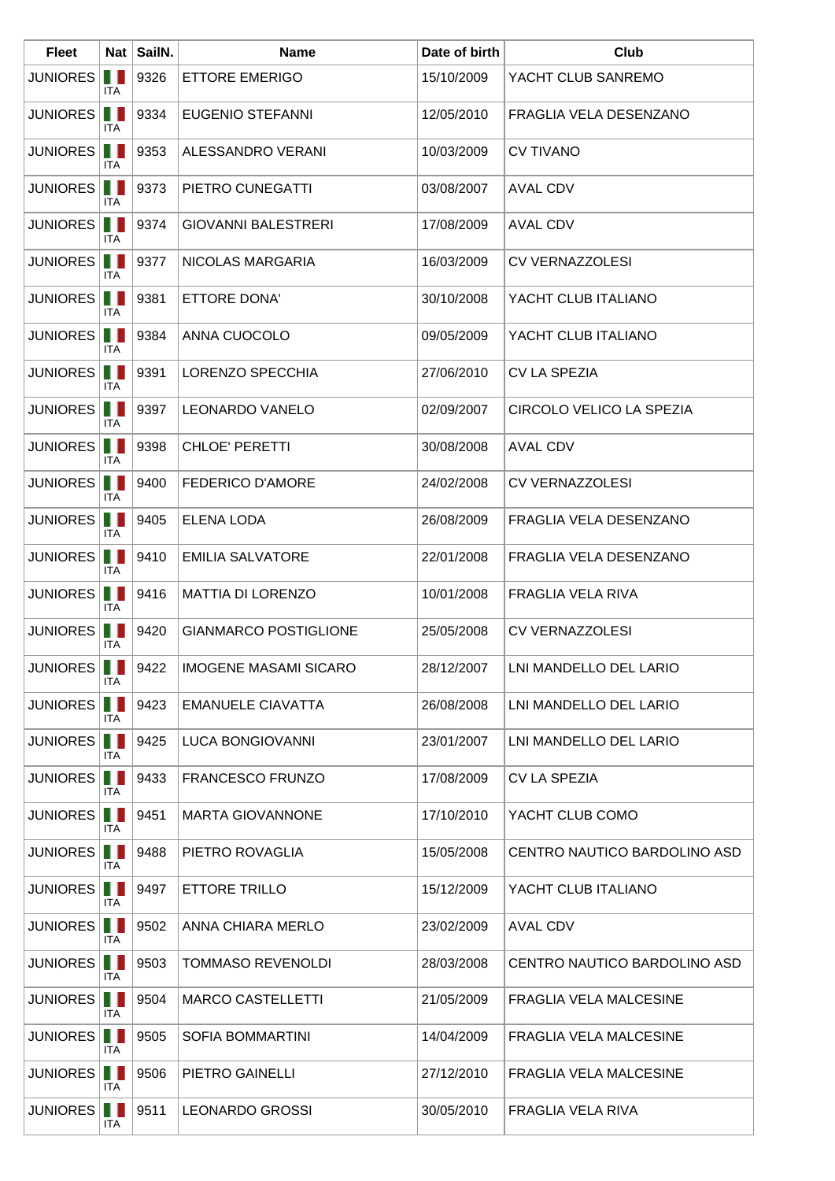| Fleet | Nat | SailN. | Name | Date of birth | Club |
|---|---|---|---|---|---|
| JUNIORES | ITA | 9326 | ETTORE EMERIGO | 15/10/2009 | YACHT CLUB SANREMO |
| JUNIORES | ITA | 9334 | EUGENIO STEFANNI | 12/05/2010 | FRAGLIA VELA DESENZANO |
| JUNIORES | ITA | 9353 | ALESSANDRO VERANI | 10/03/2009 | CV TIVANO |
| JUNIORES | ITA | 9373 | PIETRO CUNEGATTI | 03/08/2007 | AVAL CDV |
| JUNIORES | ITA | 9374 | GIOVANNI BALESTRERI | 17/08/2009 | AVAL CDV |
| JUNIORES | ITA | 9377 | NICOLAS MARGARIA | 16/03/2009 | CV VERNAZZOLESI |
| JUNIORES | ITA | 9381 | ETTORE DONA' | 30/10/2008 | YACHT CLUB ITALIANO |
| JUNIORES | ITA | 9384 | ANNA CUOCOLO | 09/05/2009 | YACHT CLUB ITALIANO |
| JUNIORES | ITA | 9391 | LORENZO SPECCHIA | 27/06/2010 | CV LA SPEZIA |
| JUNIORES | ITA | 9397 | LEONARDO VANELO | 02/09/2007 | CIRCOLO VELICO LA SPEZIA |
| JUNIORES | ITA | 9398 | CHLOE' PERETTI | 30/08/2008 | AVAL CDV |
| JUNIORES | ITA | 9400 | FEDERICO D'AMORE | 24/02/2008 | CV VERNAZZOLESI |
| JUNIORES | ITA | 9405 | ELENA LODA | 26/08/2009 | FRAGLIA VELA DESENZANO |
| JUNIORES | ITA | 9410 | EMILIA SALVATORE | 22/01/2008 | FRAGLIA VELA DESENZANO |
| JUNIORES | ITA | 9416 | MATTIA DI LORENZO | 10/01/2008 | FRAGLIA VELA RIVA |
| JUNIORES | ITA | 9420 | GIANMARCO POSTIGLIONE | 25/05/2008 | CV VERNAZZOLESI |
| JUNIORES | ITA | 9422 | IMOGENE MASAMI SICARO | 28/12/2007 | LNI MANDELLO DEL LARIO |
| JUNIORES | ITA | 9423 | EMANUELE CIAVATTA | 26/08/2008 | LNI MANDELLO DEL LARIO |
| JUNIORES | ITA | 9425 | LUCA BONGIOVANNI | 23/01/2007 | LNI MANDELLO DEL LARIO |
| JUNIORES | ITA | 9433 | FRANCESCO FRUNZO | 17/08/2009 | CV LA SPEZIA |
| JUNIORES | ITA | 9451 | MARTA GIOVANNONE | 17/10/2010 | YACHT CLUB COMO |
| JUNIORES | ITA | 9488 | PIETRO ROVAGLIA | 15/05/2008 | CENTRO NAUTICO BARDOLINO ASD |
| JUNIORES | ITA | 9497 | ETTORE TRILLO | 15/12/2009 | YACHT CLUB ITALIANO |
| JUNIORES | ITA | 9502 | ANNA CHIARA MERLO | 23/02/2009 | AVAL CDV |
| JUNIORES | ITA | 9503 | TOMMASO REVENOLDI | 28/03/2008 | CENTRO NAUTICO BARDOLINO ASD |
| JUNIORES | ITA | 9504 | MARCO CASTELLETTI | 21/05/2009 | FRAGLIA VELA MALCESINE |
| JUNIORES | ITA | 9505 | SOFIA BOMMARTINI | 14/04/2009 | FRAGLIA VELA MALCESINE |
| JUNIORES | ITA | 9506 | PIETRO GAINELLI | 27/12/2010 | FRAGLIA VELA MALCESINE |
| JUNIORES | ITA | 9511 | LEONARDO GROSSI | 30/05/2010 | FRAGLIA VELA RIVA |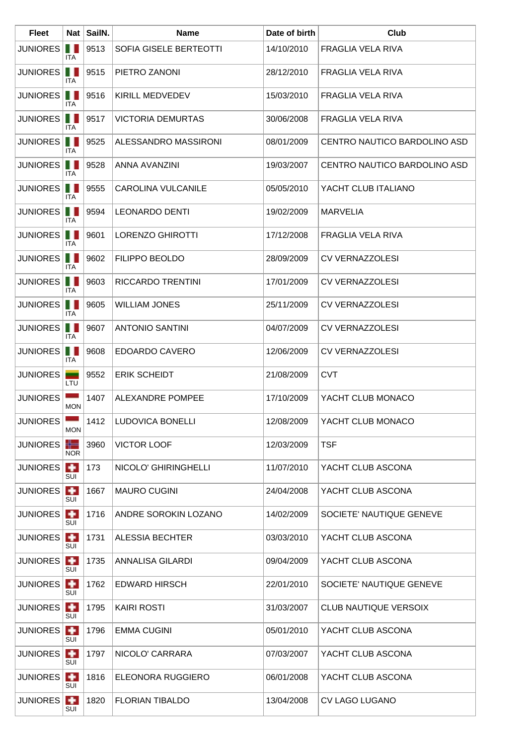| Fleet | Nat | SailN. | Name | Date of birth | Club |
| --- | --- | --- | --- | --- | --- |
| JUNIORES | ITA | 9513 | SOFIA GISELE BERTEOTTI | 14/10/2010 | FRAGLIA VELA RIVA |
| JUNIORES | ITA | 9515 | PIETRO ZANONI | 28/12/2010 | FRAGLIA VELA RIVA |
| JUNIORES | ITA | 9516 | KIRILL MEDVEDEV | 15/03/2010 | FRAGLIA VELA RIVA |
| JUNIORES | ITA | 9517 | VICTORIA DEMURTAS | 30/06/2008 | FRAGLIA VELA RIVA |
| JUNIORES | ITA | 9525 | ALESSANDRO MASSIRONI | 08/01/2009 | CENTRO NAUTICO BARDOLINO ASD |
| JUNIORES | ITA | 9528 | ANNA AVANZINI | 19/03/2007 | CENTRO NAUTICO BARDOLINO ASD |
| JUNIORES | ITA | 9555 | CAROLINA VULCANILE | 05/05/2010 | YACHT CLUB ITALIANO |
| JUNIORES | ITA | 9594 | LEONARDO DENTI | 19/02/2009 | MARVELIA |
| JUNIORES | ITA | 9601 | LORENZO GHIROTTI | 17/12/2008 | FRAGLIA VELA RIVA |
| JUNIORES | ITA | 9602 | FILIPPO BEOLDO | 28/09/2009 | CV VERNAZZOLESI |
| JUNIORES | ITA | 9603 | RICCARDO TRENTINI | 17/01/2009 | CV VERNAZZOLESI |
| JUNIORES | ITA | 9605 | WILLIAM JONES | 25/11/2009 | CV VERNAZZOLESI |
| JUNIORES | ITA | 9607 | ANTONIO SANTINI | 04/07/2009 | CV VERNAZZOLESI |
| JUNIORES | ITA | 9608 | EDOARDO CAVERO | 12/06/2009 | CV VERNAZZOLESI |
| JUNIORES | LTU | 9552 | ERIK SCHEIDT | 21/08/2009 | CVT |
| JUNIORES | MON | 1407 | ALEXANDRE POMPEE | 17/10/2009 | YACHT CLUB MONACO |
| JUNIORES | MON | 1412 | LUDOVICA BONELLI | 12/08/2009 | YACHT CLUB MONACO |
| JUNIORES | NOR | 3960 | VICTOR LOOF | 12/03/2009 | TSF |
| JUNIORES | SUI | 173 | NICOLO' GHIRINGHELLI | 11/07/2010 | YACHT CLUB ASCONA |
| JUNIORES | SUI | 1667 | MAURO CUGINI | 24/04/2008 | YACHT CLUB ASCONA |
| JUNIORES | SUI | 1716 | ANDRE SOROKIN LOZANO | 14/02/2009 | SOCIETE' NAUTIQUE GENEVE |
| JUNIORES | SUI | 1731 | ALESSIA BECHTER | 03/03/2010 | YACHT CLUB ASCONA |
| JUNIORES | SUI | 1735 | ANNALISA GILARDI | 09/04/2009 | YACHT CLUB ASCONA |
| JUNIORES | SUI | 1762 | EDWARD HIRSCH | 22/01/2010 | SOCIETE' NAUTIQUE GENEVE |
| JUNIORES | SUI | 1795 | KAIRI ROSTI | 31/03/2007 | CLUB NAUTIQUE VERSOIX |
| JUNIORES | SUI | 1796 | EMMA CUGINI | 05/01/2010 | YACHT CLUB ASCONA |
| JUNIORES | SUI | 1797 | NICOLO' CARRARA | 07/03/2007 | YACHT CLUB ASCONA |
| JUNIORES | SUI | 1816 | ELEONORA RUGGIERO | 06/01/2008 | YACHT CLUB ASCONA |
| JUNIORES | SUI | 1820 | FLORIAN TIBALDO | 13/04/2008 | CV LAGO LUGANO |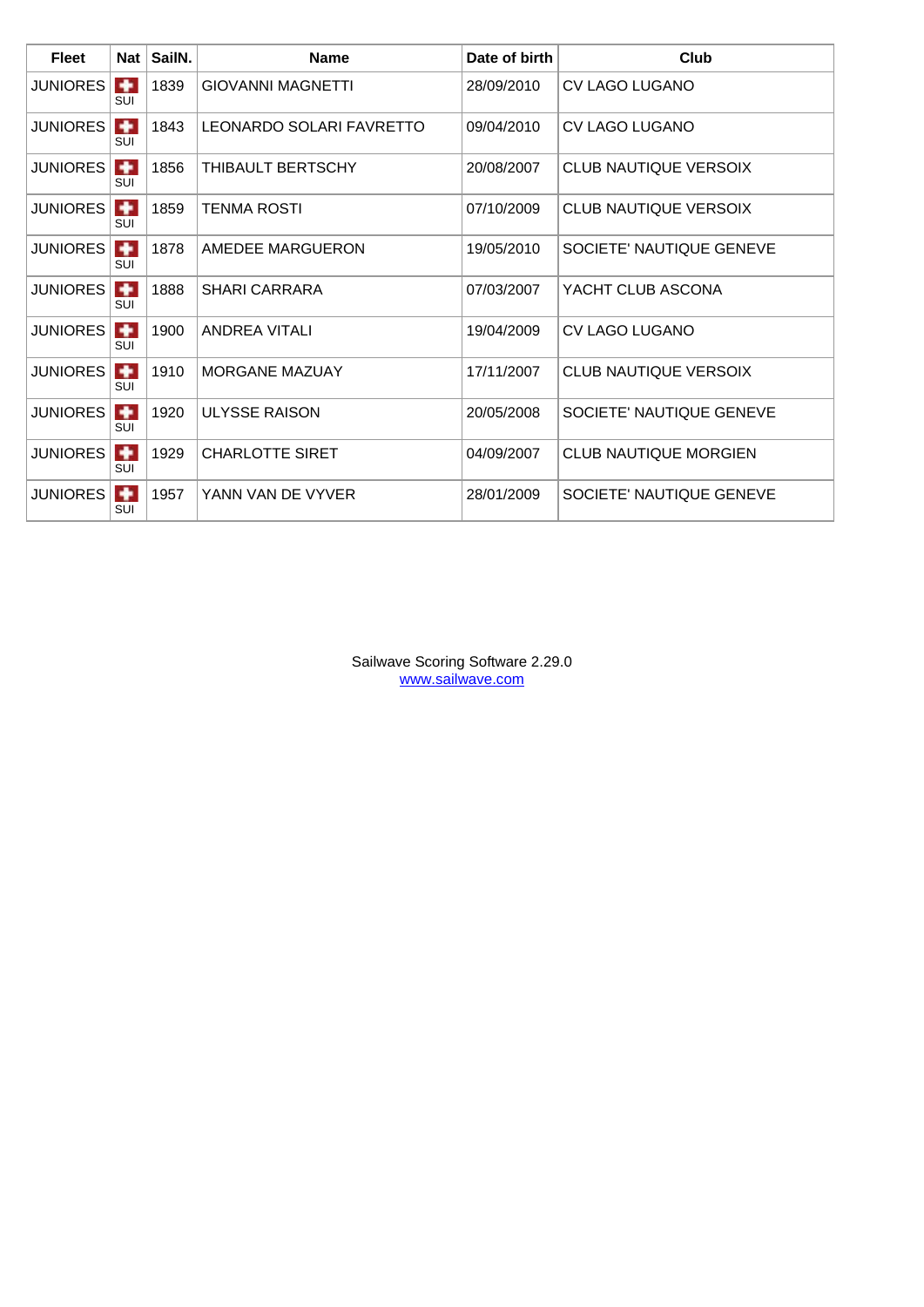| Fleet | Nat | SailN. | Name | Date of birth | Club |
|---|---|---|---|---|---|
| JUNIORES | SUI | 1839 | GIOVANNI MAGNETTI | 28/09/2010 | CV LAGO LUGANO |
| JUNIORES | SUI | 1843 | LEONARDO SOLARI FAVRETTO | 09/04/2010 | CV LAGO LUGANO |
| JUNIORES | SUI | 1856 | THIBAULT BERTSCHY | 20/08/2007 | CLUB NAUTIQUE VERSOIX |
| JUNIORES | SUI | 1859 | TENMA ROSTI | 07/10/2009 | CLUB NAUTIQUE VERSOIX |
| JUNIORES | SUI | 1878 | AMEDEE MARGUERON | 19/05/2010 | SOCIETE' NAUTIQUE GENEVE |
| JUNIORES | SUI | 1888 | SHARI CARRARA | 07/03/2007 | YACHT CLUB ASCONA |
| JUNIORES | SUI | 1900 | ANDREA VITALI | 19/04/2009 | CV LAGO LUGANO |
| JUNIORES | SUI | 1910 | MORGANE MAZUAY | 17/11/2007 | CLUB NAUTIQUE VERSOIX |
| JUNIORES | SUI | 1920 | ULYSSE RAISON | 20/05/2008 | SOCIETE' NAUTIQUE GENEVE |
| JUNIORES | SUI | 1929 | CHARLOTTE SIRET | 04/09/2007 | CLUB NAUTIQUE MORGIEN |
| JUNIORES | SUI | 1957 | YANN VAN DE VYVER | 28/01/2009 | SOCIETE' NAUTIQUE GENEVE |

Sailwave Scoring Software 2.29.0
www.sailwave.com